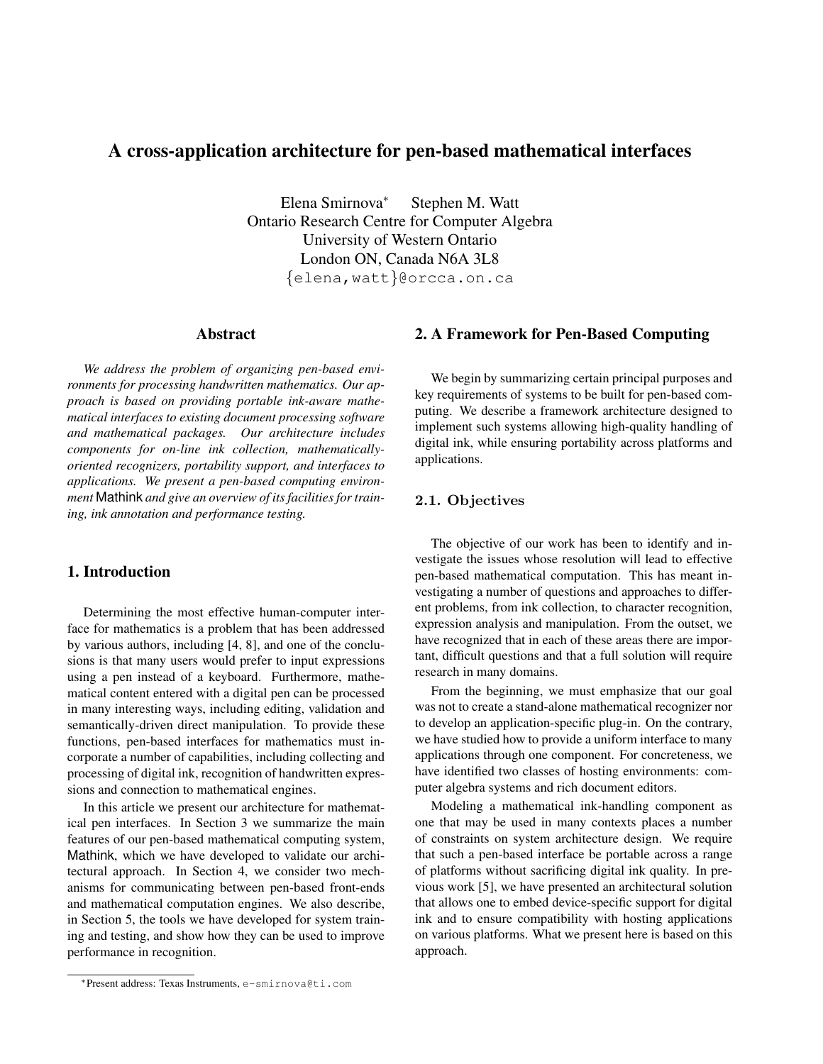# A cross-application architecture for pen-based mathematical interfaces

Elena Smirnova* Stephen M. Watt
Ontario Research Centre for Computer Algebra
University of Western Ontario
London ON, Canada N6A 3L8
{elena,watt}@orcca.on.ca

## Abstract

*We address the problem of organizing pen-based environments for processing handwritten mathematics. Our approach is based on providing portable ink-aware mathematical interfaces to existing document processing software and mathematical packages. Our architecture includes components for on-line ink collection, mathematically-oriented recognizers, portability support, and interfaces to applications. We present a pen-based computing environment* Mathink *and give an overview of its facilities for training, ink annotation and performance testing.*

## 1. Introduction

Determining the most effective human-computer interface for mathematics is a problem that has been addressed by various authors, including [4, 8], and one of the conclusions is that many users would prefer to input expressions using a pen instead of a keyboard. Furthermore, mathematical content entered with a digital pen can be processed in many interesting ways, including editing, validation and semantically-driven direct manipulation. To provide these functions, pen-based interfaces for mathematics must incorporate a number of capabilities, including collecting and processing of digital ink, recognition of handwritten expressions and connection to mathematical engines.

In this article we present our architecture for mathematical pen interfaces. In Section 3 we summarize the main features of our pen-based mathematical computing system, Mathink, which we have developed to validate our architectural approach. In Section 4, we consider two mechanisms for communicating between pen-based front-ends and mathematical computation engines. We also describe, in Section 5, the tools we have developed for system training and testing, and show how they can be used to improve performance in recognition.

## 2. A Framework for Pen-Based Computing

We begin by summarizing certain principal purposes and key requirements of systems to be built for pen-based computing. We describe a framework architecture designed to implement such systems allowing high-quality handling of digital ink, while ensuring portability across platforms and applications.

### 2.1. Objectives

The objective of our work has been to identify and investigate the issues whose resolution will lead to effective pen-based mathematical computation. This has meant investigating a number of questions and approaches to different problems, from ink collection, to character recognition, expression analysis and manipulation. From the outset, we have recognized that in each of these areas there are important, difficult questions and that a full solution will require research in many domains.

From the beginning, we must emphasize that our goal was not to create a stand-alone mathematical recognizer nor to develop an application-specific plug-in. On the contrary, we have studied how to provide a uniform interface to many applications through one component. For concreteness, we have identified two classes of hosting environments: computer algebra systems and rich document editors.

Modeling a mathematical ink-handling component as one that may be used in many contexts places a number of constraints on system architecture design. We require that such a pen-based interface be portable across a range of platforms without sacrificing digital ink quality. In previous work [5], we have presented an architectural solution that allows one to embed device-specific support for digital ink and to ensure compatibility with hosting applications on various platforms. What we present here is based on this approach.

*Present address: Texas Instruments, e-smirnova@ti.com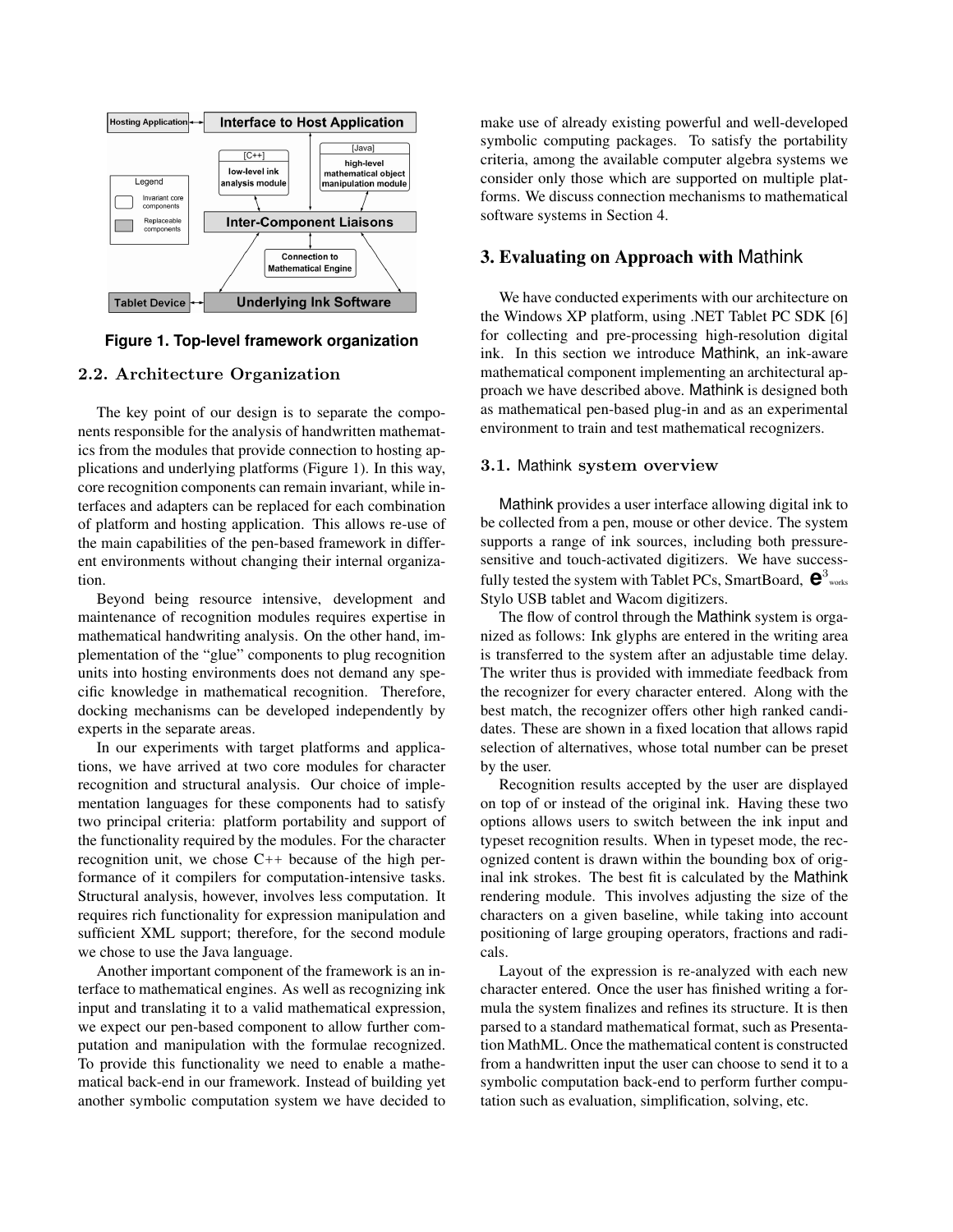**Figure 1. Top-level framework organization**

### 2.2. Architecture Organization

The key point of our design is to separate the components responsible for the analysis of handwritten mathematics from the modules that provide connection to hosting applications and underlying platforms (Figure 1). In this way, core recognition components can remain invariant, while interfaces and adapters can be replaced for each combination of platform and hosting application. This allows re-use of the main capabilities of the pen-based framework in different environments without changing their internal organization.

Beyond being resource intensive, development and maintenance of recognition modules requires expertise in mathematical handwriting analysis. On the other hand, implementation of the "glue" components to plug recognition units into hosting environments does not demand any specific knowledge in mathematical recognition. Therefore, docking mechanisms can be developed independently by experts in the separate areas.

In our experiments with target platforms and applications, we have arrived at two core modules for character recognition and structural analysis. Our choice of implementation languages for these components had to satisfy two principal criteria: platform portability and support of the functionality required by the modules. For the character recognition unit, we chose C++ because of the high performance of it compilers for computation-intensive tasks. Structural analysis, however, involves less computation. It requires rich functionality for expression manipulation and sufficient XML support; therefore, for the second module we chose to use the Java language.

Another important component of the framework is an interface to mathematical engines. As well as recognizing ink input and translating it to a valid mathematical expression, we expect our pen-based component to allow further computation and manipulation with the formulae recognized. To provide this functionality we need to enable a mathematical back-end in our framework. Instead of building yet another symbolic computation system we have decided to make use of already existing powerful and well-developed symbolic computing packages. To satisfy the portability criteria, among the available computer algebra systems we consider only those which are supported on multiple platforms. We discuss connection mechanisms to mathematical software systems in Section 4.

## 3. Evaluating on Approach with Mathink

We have conducted experiments with our architecture on the Windows XP platform, using .NET Tablet PC SDK [6] for collecting and pre-processing high-resolution digital ink. In this section we introduce Mathink, an ink-aware mathematical component implementing an architectural approach we have described above. Mathink is designed both as mathematical pen-based plug-in and as an experimental environment to train and test mathematical recognizers.

### 3.1. Mathink system overview

Mathink provides a user interface allowing digital ink to be collected from a pen, mouse or other device. The system supports a range of ink sources, including both pressure-sensitive and touch-activated digitizers. We have successfully tested the system with Tablet PCs, SmartBoard, e3works Stylo USB tablet and Wacom digitizers.

The flow of control through the Mathink system is organized as follows: Ink glyphs are entered in the writing area is transferred to the system after an adjustable time delay. The writer thus is provided with immediate feedback from the recognizer for every character entered. Along with the best match, the recognizer offers other high ranked candidates. These are shown in a fixed location that allows rapid selection of alternatives, whose total number can be preset by the user.

Recognition results accepted by the user are displayed on top of or instead of the original ink. Having these two options allows users to switch between the ink input and typeset recognition results. When in typeset mode, the recognized content is drawn within the bounding box of original ink strokes. The best fit is calculated by the Mathink rendering module. This involves adjusting the size of the characters on a given baseline, while taking into account positioning of large grouping operators, fractions and radicals.

Layout of the expression is re-analyzed with each new character entered. Once the user has finished writing a formula the system finalizes and refines its structure. It is then parsed to a standard mathematical format, such as Presentation MathML. Once the mathematical content is constructed from a handwritten input the user can choose to send it to a symbolic computation back-end to perform further computation such as evaluation, simplification, solving, etc.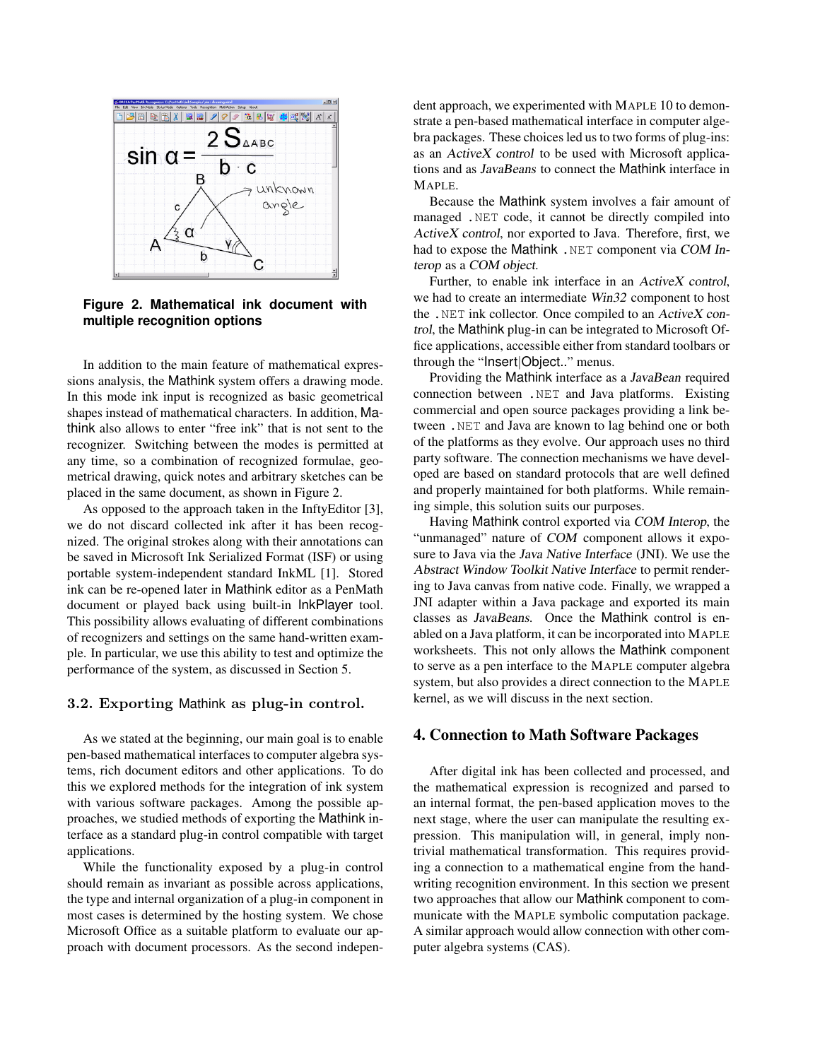**Figure 2. Mathematical ink document with multiple recognition options**

In addition to the main feature of mathematical expressions analysis, the Mathink system offers a drawing mode. In this mode ink input is recognized as basic geometrical shapes instead of mathematical characters. In addition, Mathink also allows to enter "free ink" that is not sent to the recognizer. Switching between the modes is permitted at any time, so a combination of recognized formulae, geometrical drawing, quick notes and arbitrary sketches can be placed in the same document, as shown in Figure 2.

As opposed to the approach taken in the InftyEditor [3], we do not discard collected ink after it has been recognized. The original strokes along with their annotations can be saved in Microsoft Ink Serialized Format (ISF) or using portable system-independent standard InkML [1]. Stored ink can be re-opened later in Mathink editor as a PenMath document or played back using built-in InkPlayer tool. This possibility allows evaluating of different combinations of recognizers and settings on the same hand-written example. In particular, we use this ability to test and optimize the performance of the system, as discussed in Section 5.

### 3.2. Exporting Mathink as plug-in control.

As we stated at the beginning, our main goal is to enable pen-based mathematical interfaces to computer algebra systems, rich document editors and other applications. To do this we explored methods for the integration of ink system with various software packages. Among the possible approaches, we studied methods of exporting the Mathink interface as a standard plug-in control compatible with target applications.

While the functionality exposed by a plug-in control should remain as invariant as possible across applications, the type and internal organization of a plug-in component in most cases is determined by the hosting system. We chose Microsoft Office as a suitable platform to evaluate our approach with document processors. As the second independent approach, we experimented with MAPLE 10 to demonstrate a pen-based mathematical interface in computer algebra packages. These choices led us to two forms of plug-ins: as an *ActiveX control* to be used with Microsoft applications and as *JavaBeans* to connect the Mathink interface in MAPLE.

Because the Mathink system involves a fair amount of managed .NET code, it cannot be directly compiled into *ActiveX control*, nor exported to Java. Therefore, first, we had to expose the Mathink .NET component via *COM Interop* as a *COM object*.

Further, to enable ink interface in an *ActiveX control*, we had to create an intermediate *Win32* component to host the .NET ink collector. Once compiled to an *ActiveX control*, the Mathink plug-in can be integrated to Microsoft Office applications, accessible either from standard toolbars or through the "Insert|Object.." menus.

Providing the Mathink interface as a *JavaBean* required connection between .NET and Java platforms. Existing commercial and open source packages providing a link between .NET and Java are known to lag behind one or both of the platforms as they evolve. Our approach uses no third party software. The connection mechanisms we have developed are based on standard protocols that are well defined and properly maintained for both platforms. While remaining simple, this solution suits our purposes.

Having Mathink control exported via *COM Interop*, the "unmanaged" nature of *COM* component allows it exposure to Java via the *Java Native Interface* (JNI). We use the *Abstract Window Toolkit Native Interface* to permit rendering to Java canvas from native code. Finally, we wrapped a JNI adapter within a Java package and exported its main classes as *JavaBeans*. Once the Mathink control is enabled on a Java platform, it can be incorporated into MAPLE worksheets. This not only allows the Mathink component to serve as a pen interface to the MAPLE computer algebra system, but also provides a direct connection to the MAPLE kernel, as we will discuss in the next section.

## 4. Connection to Math Software Packages

After digital ink has been collected and processed, and the mathematical expression is recognized and parsed to an internal format, the pen-based application moves to the next stage, where the user can manipulate the resulting expression. This manipulation will, in general, imply non-trivial mathematical transformation. This requires providing a connection to a mathematical engine from the handwriting recognition environment. In this section we present two approaches that allow our Mathink component to communicate with the MAPLE symbolic computation package. A similar approach would allow connection with other computer algebra systems (CAS).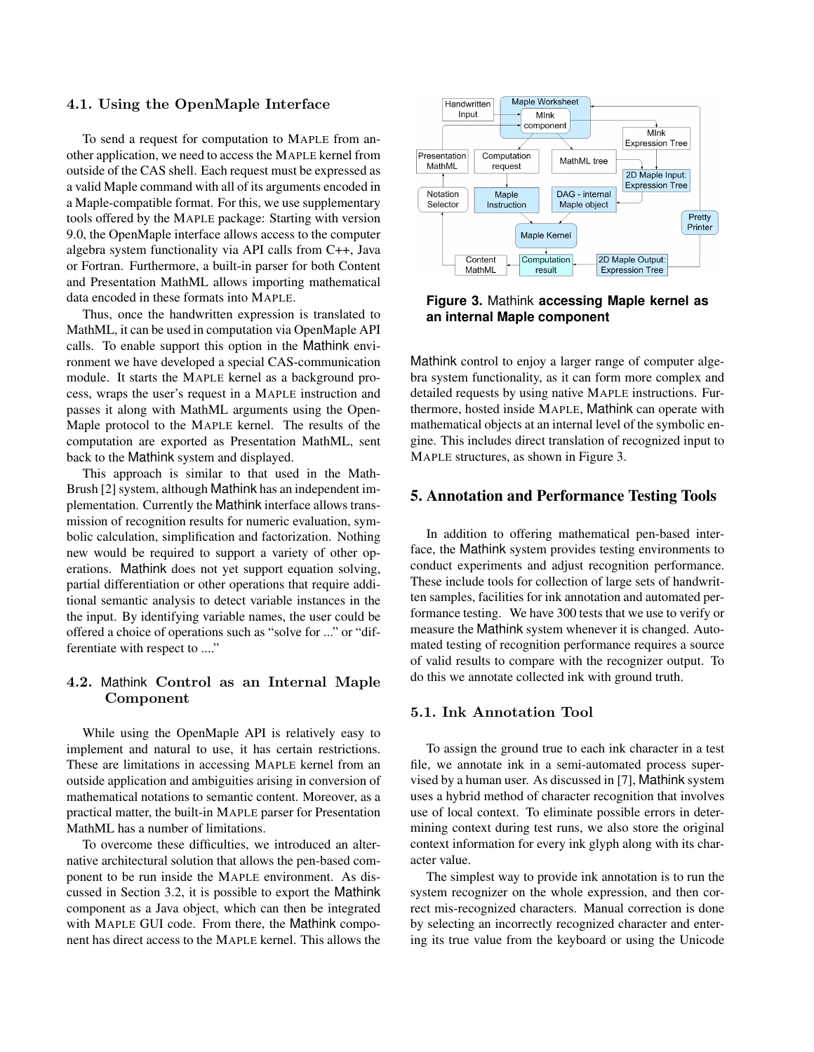### 4.1. Using the OpenMaple Interface

To send a request for computation to MAPLE from another application, we need to access the MAPLE kernel from outside of the CAS shell. Each request must be expressed as a valid Maple command with all of its arguments encoded in a Maple-compatible format. For this, we use supplementary tools offered by the MAPLE package: Starting with version 9.0, the OpenMaple interface allows access to the computer algebra system functionality via API calls from C++, Java or Fortran. Furthermore, a built-in parser for both Content and Presentation MathML allows importing mathematical data encoded in these formats into MAPLE.

Thus, once the handwritten expression is translated to MathML, it can be used in computation via OpenMaple API calls. To enable support this option in the Mathink environment we have developed a special CAS-communication module. It starts the MAPLE kernel as a background process, wraps the user's request in a MAPLE instruction and passes it along with MathML arguments using the OpenMaple protocol to the MAPLE kernel. The results of the computation are exported as Presentation MathML, sent back to the Mathink system and displayed.

This approach is similar to that used in the MathBrush [2] system, although Mathink has an independent implementation. Currently the Mathink interface allows transmission of recognition results for numeric evaluation, symbolic calculation, simplification and factorization. Nothing new would be required to support a variety of other operations. Mathink does not yet support equation solving, partial differentiation or other operations that require additional semantic analysis to detect variable instances in the the input. By identifying variable names, the user could be offered a choice of operations such as "solve for ..." or "differentiate with respect to ...."

### 4.2. Mathink Control as an Internal Maple Component

While using the OpenMaple API is relatively easy to implement and natural to use, it has certain restrictions. These are limitations in accessing MAPLE kernel from an outside application and ambiguities arising in conversion of mathematical notations to semantic content. Moreover, as a practical matter, the built-in MAPLE parser for Presentation MathML has a number of limitations.

To overcome these difficulties, we introduced an alternative architectural solution that allows the pen-based component to be run inside the MAPLE environment. As discussed in Section 3.2, it is possible to export the Mathink component as a Java object, which can then be integrated with MAPLE GUI code. From there, the Mathink component has direct access to the MAPLE kernel. This allows the Mathink control to enjoy a larger range of computer algebra system functionality, as it can form more complex and detailed requests by using native MAPLE instructions. Furthermore, hosted inside MAPLE, Mathink can operate with mathematical objects at an internal level of the symbolic engine. This includes direct translation of recognized input to MAPLE structures, as shown in Figure 3.

**Figure 3.** Mathink **accessing Maple kernel as an internal Maple component**

## 5. Annotation and Performance Testing Tools

In addition to offering mathematical pen-based interface, the Mathink system provides testing environments to conduct experiments and adjust recognition performance. These include tools for collection of large sets of handwritten samples, facilities for ink annotation and automated performance testing. We have 300 tests that we use to verify or measure the Mathink system whenever it is changed. Automated testing of recognition performance requires a source of valid results to compare with the recognizer output. To do this we annotate collected ink with ground truth.

### 5.1. Ink Annotation Tool

To assign the ground true to each ink character in a test file, we annotate ink in a semi-automated process supervised by a human user. As discussed in [7], Mathink system uses a hybrid method of character recognition that involves use of local context. To eliminate possible errors in determining context during test runs, we also store the original context information for every ink glyph along with its character value.

The simplest way to provide ink annotation is to run the system recognizer on the whole expression, and then correct mis-recognized characters. Manual correction is done by selecting an incorrectly recognized character and entering its true value from the keyboard or using the Unicode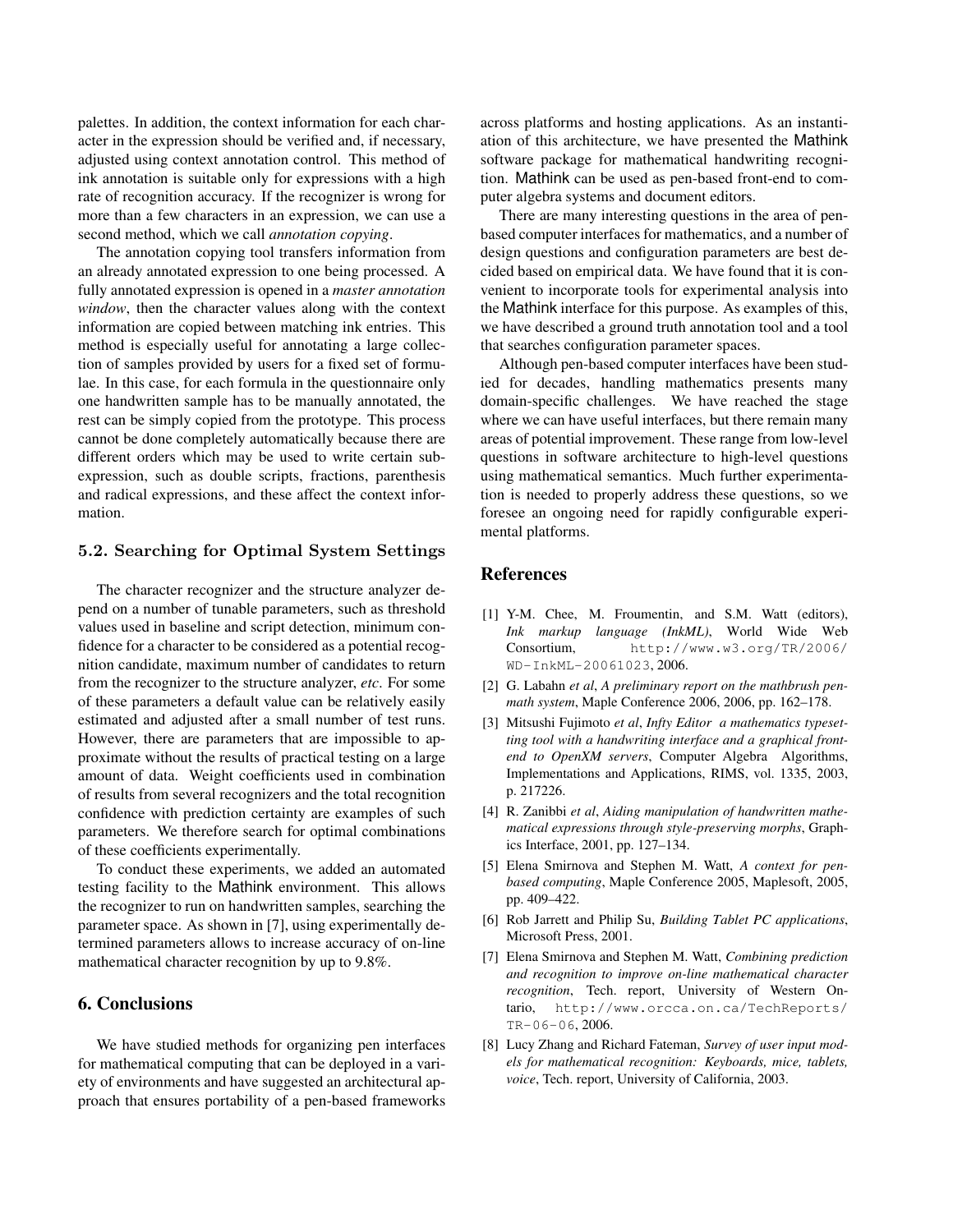palettes. In addition, the context information for each character in the expression should be verified and, if necessary, adjusted using context annotation control. This method of ink annotation is suitable only for expressions with a high rate of recognition accuracy. If the recognizer is wrong for more than a few characters in an expression, we can use a second method, which we call *annotation copying*.

The annotation copying tool transfers information from an already annotated expression to one being processed. A fully annotated expression is opened in a *master annotation window*, then the character values along with the context information are copied between matching ink entries. This method is especially useful for annotating a large collection of samples provided by users for a fixed set of formulae. In this case, for each formula in the questionnaire only one handwritten sample has to be manually annotated, the rest can be simply copied from the prototype. This process cannot be done completely automatically because there are different orders which may be used to write certain subexpression, such as double scripts, fractions, parenthesis and radical expressions, and these affect the context information.

### 5.2. Searching for Optimal System Settings

The character recognizer and the structure analyzer depend on a number of tunable parameters, such as threshold values used in baseline and script detection, minimum confidence for a character to be considered as a potential recognition candidate, maximum number of candidates to return from the recognizer to the structure analyzer, *etc*. For some of these parameters a default value can be relatively easily estimated and adjusted after a small number of test runs. However, there are parameters that are impossible to approximate without the results of practical testing on a large amount of data. Weight coefficients used in combination of results from several recognizers and the total recognition confidence with prediction certainty are examples of such parameters. We therefore search for optimal combinations of these coefficients experimentally.

To conduct these experiments, we added an automated testing facility to the Mathink environment. This allows the recognizer to run on handwritten samples, searching the parameter space. As shown in [7], using experimentally determined parameters allows to increase accuracy of on-line mathematical character recognition by up to 9.8%.

## 6. Conclusions

We have studied methods for organizing pen interfaces for mathematical computing that can be deployed in a variety of environments and have suggested an architectural approach that ensures portability of a pen-based frameworks across platforms and hosting applications. As an instantiation of this architecture, we have presented the Mathink software package for mathematical handwriting recognition. Mathink can be used as pen-based front-end to computer algebra systems and document editors.

There are many interesting questions in the area of pen-based computer interfaces for mathematics, and a number of design questions and configuration parameters are best decided based on empirical data. We have found that it is convenient to incorporate tools for experimental analysis into the Mathink interface for this purpose. As examples of this, we have described a ground truth annotation tool and a tool that searches configuration parameter spaces.

Although pen-based computer interfaces have been studied for decades, handling mathematics presents many domain-specific challenges. We have reached the stage where we can have useful interfaces, but there remain many areas of potential improvement. These range from low-level questions in software architecture to high-level questions using mathematical semantics. Much further experimentation is needed to properly address these questions, so we foresee an ongoing need for rapidly configurable experimental platforms.

## References

[1] Y-M. Chee, M. Froumentin, and S.M. Watt (editors), *Ink markup language (InkML)*, World Wide Web Consortium, http://www.w3.org/TR/2006/WD-InkML-20061023, 2006.

[2] G. Labahn *et al*, *A preliminary report on the mathbrush pen-math system*, Maple Conference 2006, 2006, pp. 162–178.

[3] Mitsushi Fujimoto *et al*, *Infty Editor a mathematics typesetting tool with a handwriting interface and a graphical front-end to OpenXM servers*, Computer Algebra Algorithms, Implementations and Applications, RIMS, vol. 1335, 2003, p. 217226.

[4] R. Zanibbi *et al*, *Aiding manipulation of handwritten mathematical expressions through style-preserving morphs*, Graphics Interface, 2001, pp. 127–134.

[5] Elena Smirnova and Stephen M. Watt, *A context for pen-based computing*, Maple Conference 2005, Maplesoft, 2005, pp. 409–422.

[6] Rob Jarrett and Philip Su, *Building Tablet PC applications*, Microsoft Press, 2001.

[7] Elena Smirnova and Stephen M. Watt, *Combining prediction and recognition to improve on-line mathematical character recognition*, Tech. report, University of Western Ontario, http://www.orcca.on.ca/TechReports/TR-06-06, 2006.

[8] Lucy Zhang and Richard Fateman, *Survey of user input models for mathematical recognition: Keyboards, mice, tablets, voice*, Tech. report, University of California, 2003.